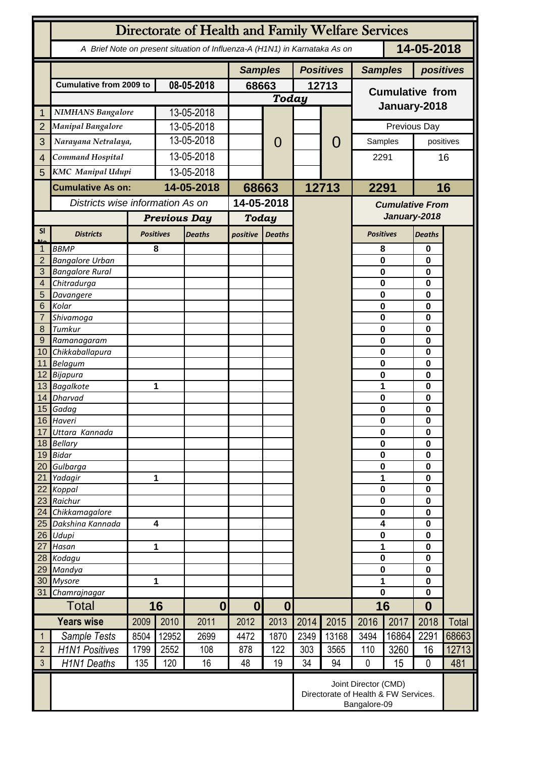# Directorate of Health and Family Welfare Services

A Brief Note on present situation of Influenza-A (H1N1) in Karnataka As on **14-05-2018**

| | | | Samples | | Positives | | Samples | positives |
|---|---|---|---|---|---|---|---|---|
| | Cumulative from 2009 to | 08-05-2018 | 68663 | | 12713 | | Cumulative from January-2018 | |
| | | | Today | | | | | |
| 1 | NIMHANS Bangalore | 13-05-2018 | | 0 | | 0 | Previous Day | |
| 2 | Manipal Bangalore | 13-05-2018 | | | | | Samples | positives |
| 3 | Narayana Netralaya, | 13-05-2018 | | | | | 2291 | 16 |
| 4 | Command Hospital | 13-05-2018 | | | | | | |
| 5 | KMC Manipal Udupi | 13-05-2018 | | | | | | |
| | **Cumulative As on:** | **14-05-2018** | **68663** | | **12713** | | **2291** | **16** |

| Sl No | Districts | Previous Day Positives | Previous Day Deaths | Today positive | Today Deaths | Cumulative From January-2018 Positives | Cumulative From January-2018 Deaths |
|---|---|---|---|---|---|---|---|
| 1 | BBMP | 8 | | | | 8 | 0 |
| 2 | Bangalore Urban | | | | | 0 | 0 |
| 3 | Bangalore Rural | | | | | 0 | 0 |
| 4 | Chitradurga | | | | | 0 | 0 |
| 5 | Davangere | | | | | 0 | 0 |
| 6 | Kolar | | | | | 0 | 0 |
| 7 | Shivamoga | | | | | 0 | 0 |
| 8 | Tumkur | | | | | 0 | 0 |
| 9 | Ramanagaram | | | | | 0 | 0 |
| 10 | Chikkaballapura | | | | | 0 | 0 |
| 11 | Belagum | | | | | 0 | 0 |
| 12 | Bijapura | | | | | 0 | 0 |
| 13 | Bagalkote | 1 | | | | 1 | 0 |
| 14 | Dharvad | | | | | 0 | 0 |
| 15 | Gadag | | | | | 0 | 0 |
| 16 | Haveri | | | | | 0 | 0 |
| 17 | Uttara Kannada | | | | | 0 | 0 |
| 18 | Bellary | | | | | 0 | 0 |
| 19 | Bidar | | | | | 0 | 0 |
| 20 | Gulbarga | | | | | 0 | 0 |
| 21 | Yadagir | 1 | | | | 1 | 0 |
| 22 | Koppal | | | | | 0 | 0 |
| 23 | Raichur | | | | | 0 | 0 |
| 24 | Chikkamagalore | | | | | 0 | 0 |
| 25 | Dakshina Kannada | 4 | | | | 4 | 0 |
| 26 | Udupi | | | | | 0 | 0 |
| 27 | Hasan | 1 | | | | 1 | 0 |
| 28 | Kodagu | | | | | 0 | 0 |
| 29 | Mandya | | | | | 0 | 0 |
| 30 | Mysore | 1 | | | | 1 | 0 |
| 31 | Chamrajnagar | | | | | 0 | 0 |
| | **Total** | **16** | **0** | **0** | **0** | **16** | **0** |

| | Years wise | 2009 | 2010 | 2011 | 2012 | 2013 | 2014 | 2015 | 2016 | 2017 | 2018 | Total |
|---|---|---|---|---|---|---|---|---|---|---|---|---|
| 1 | Sample Tests | 8504 | 12952 | 2699 | 4472 | 1870 | 2349 | 13168 | 3494 | 16864 | 2291 | 68663 |
| 2 | H1N1 Positives | 1799 | 2552 | 108 | 878 | 122 | 303 | 3565 | 110 | 3260 | 16 | 12713 |
| 3 | H1N1 Deaths | 135 | 120 | 16 | 48 | 19 | 34 | 94 | 0 | 15 | 0 | 481 |

Joint Director (CMD)
Directorate of Health & FW Services.
Bangalore-09